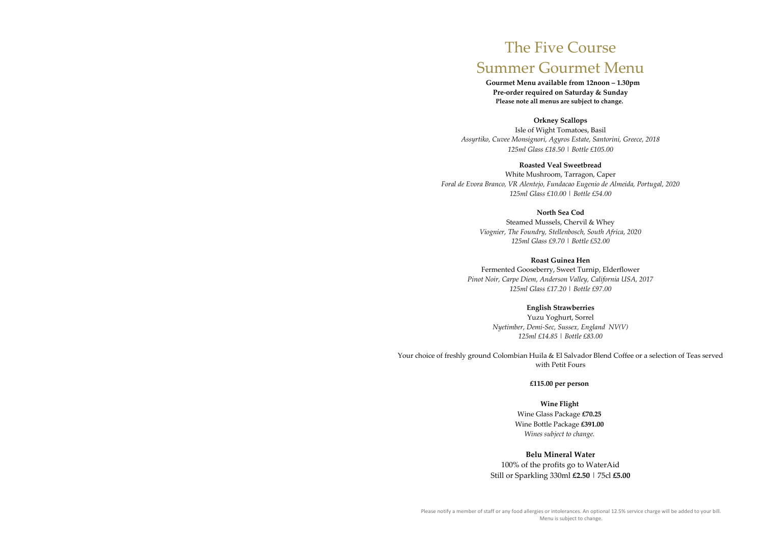# The Five Course Summer Gourmet Menu

**Gourmet Menu available from 12noon – 1.30pm**
**Pre-order required on Saturday & Sunday**
**Please note all menus are subject to change.**

**Orkney Scallops**
Isle of Wight Tomatoes, Basil
*Assyrtiko, Cuvee Monsignori, Agyros Estate, Santorini, Greece, 2018*
*125ml Glass £18.50 | Bottle £105.00*

**Roasted Veal Sweetbread**
White Mushroom, Tarragon, Caper
*Foral de Evora Branco, VR Alentejo, Fundacao Eugenio de Almeida, Portugal, 2020*
*125ml Glass £10.00 | Bottle £54.00*

**North Sea Cod**
Steamed Mussels, Chervil & Whey
*Viognier, The Foundry, Stellenbosch, South Africa, 2020*
*125ml Glass £9.70 | Bottle £52.00*

**Roast Guinea Hen**
Fermented Gooseberry, Sweet Turnip, Elderflower
*Pinot Noir, Carpe Diem, Anderson Valley, California USA, 2017*
*125ml Glass £17.20 | Bottle £97.00*

**English Strawberries**
Yuzu Yoghurt, Sorrel
*Nyetimber, Demi-Sec, Sussex, England NV(V)*
*125ml £14.85 | Bottle £83.00*

Your choice of freshly ground Colombian Huila & El Salvador Blend Coffee or a selection of Teas served with Petit Fours

**£115.00 per person**

**Wine Flight**
Wine Glass Package **£70.25**
Wine Bottle Package **£391.00**
*Wines subject to change.*

**Belu Mineral Water**
100% of the profits go to WaterAid
Still or Sparkling 330ml **£2.50** | 75cl **£5.00**

Please notify a member of staff or any food allergies or intolerances. An optional 12.5% service charge will be added to your bill. Menu is subject to change.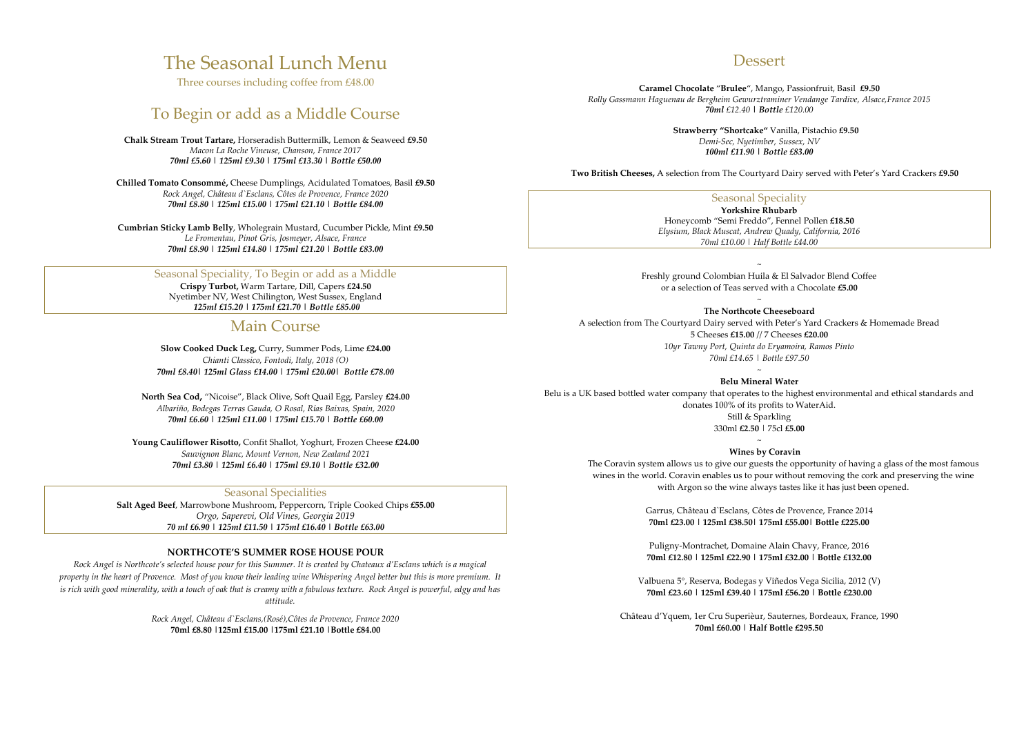# The Seasonal Lunch Menu

Three courses including coffee from £48.00

## To Begin or add as a Middle Course

**Chalk Stream Trout Tartare,** Horseradish Buttermilk, Lemon & Seaweed **£9.50**
*Macon La Roche Vineuse, Chanson, France 2017*
***70ml £5.60 | 125ml £9.30 | 175ml £13.30 | Bottle £50.00***

**Chilled Tomato Consommé,** Cheese Dumplings, Acidulated Tomatoes, Basil **£9.50**
*Rock Angel, Château d`Esclans, Côtes de Provence, France 2020*
***70ml £8.80 | 125ml £15.00 | 175ml £21.10 | Bottle £84.00***

**Cumbrian Sticky Lamb Belly**, Wholegrain Mustard, Cucumber Pickle, Mint **£9.50**
*Le Fromentau, Pinot Gris, Josmeyer, Alsace, France*
***70ml £8.90 | 125ml £14.80 | 175ml £21.20 | Bottle £83.00***

### Seasonal Speciality, To Begin or add as a Middle

**Crispy Turbot,** Warm Tartare, Dill, Capers **£24.50**
Nyetimber NV, West Chilington, West Sussex, England
***125ml £15.20 | 175ml £21.70 | Bottle £85.00***

## Main Course

**Slow Cooked Duck Leg,** Curry, Summer Pods, Lime **£24.00**
*Chianti Classico, Fontodi, Italy, 2018 (O)*
***70ml £8.40| 125ml Glass £14.00 | 175ml £20.00| Bottle £78.00***

**North Sea Cod,** "Nicoise", Black Olive, Soft Quail Egg, Parsley **£24.00**
*Albariño, Bodegas Terras Gauda, O Rosal, Rías Baixas, Spain, 2020*
***70ml £6.60 | 125ml £11.00 | 175ml £15.70 | Bottle £60.00***

**Young Cauliflower Risotto,** Confit Shallot, Yoghurt, Frozen Cheese **£24.00**
*Sauvignon Blanc, Mount Vernon, New Zealand 2021*
***70ml £3.80 | 125ml £6.40 | 175ml £9.10 | Bottle £32.00***

### Seasonal Specialities

**Salt Aged Beef**, Marrowbone Mushroom, Peppercorn, Triple Cooked Chips **£55.00**
*Orgo, Saperevi, Old Vines, Georgia 2019*
***70 ml £6.90 | 125ml £11.50 | 175ml £16.40 | Bottle £63.00***

**NORTHCOTE'S SUMMER ROSE HOUSE POUR**

*Rock Angel is Northcote's selected house pour for this Summer. It is created by Chateaux d'Esclans which is a magical property in the heart of Provence. Most of you know their leading wine Whispering Angel better but this is more premium. It is rich with good minerality, with a touch of oak that is creamy with a fabulous texture. Rock Angel is powerful, edgy and has attitude.*

*Rock Angel, Château d`Esclans,(Rosé),Côtes de Provence, France 2020*
**70ml £8.80 |125ml £15.00 |175ml £21.10 |Bottle £84.00**

## Dessert

**Caramel Chocolate** "**Brulee**", Mango, Passionfruit, Basil **£9.50**
*Rolly Gassmann Haguenau de Bergheim Gewurztraminer Vendange Tardive, Alsace,France 2015*
***70ml** £12.40 | **Bottle** £120.00*

**Strawberry "Shortcake"** Vanilla, Pistachio **£9.50**
*Demi-Sec, Nyetimber, Sussex, NV*
***100ml £11.90 | Bottle £83.00***

**Two British Cheeses,** A selection from The Courtyard Dairy served with Peter's Yard Crackers **£9.50**

### Seasonal Speciality

**Yorkshire Rhubarb**
Honeycomb "Semi Freddo", Fennel Pollen **£18.50**
*Elysium, Black Muscat, Andrew Quady, California, 2016*
*70ml £10.00 | Half Bottle £44.00*

~

Freshly ground Colombian Huila & El Salvador Blend Coffee
or a selection of Teas served with a Chocolate **£5.00**

~

**The Northcote Cheeseboard**
A selection from The Courtyard Dairy served with Peter's Yard Crackers & Homemade Bread
5 Cheeses **£15.00** // 7 Cheeses **£20.00**
*10yr Tawny Port, Quinta do Eryamoira, Ramos Pinto*
*70ml £14.65 | Bottle £97.50*

~

**Belu Mineral Water**
Belu is a UK based bottled water company that operates to the highest environmental and ethical standards and donates 100% of its profits to WaterAid.
Still & Sparkling
330ml **£2.50** | 75cl **£5.00**

~

**Wines by Coravin**
The Coravin system allows us to give our guests the opportunity of having a glass of the most famous wines in the world. Coravin enables us to pour without removing the cork and preserving the wine with Argon so the wine always tastes like it has just been opened.

Garrus, Château d`Esclans, Côtes de Provence, France 2014
**70ml £23.00 | 125ml £38.50| 175ml £55.00| Bottle £225.00**

Puligny-Montrachet, Domaine Alain Chavy, France, 2016
**70ml £12.80 | 125ml £22.90 | 175ml £32.00 | Bottle £132.00**

Valbuena 5°, Reserva, Bodegas y Viñedos Vega Sicilia, 2012 (V)
**70ml £23.60 | 125ml £39.40 | 175ml £56.20 | Bottle £230.00**

Château d'Yquem, 1er Cru Superièur, Sauternes, Bordeaux, France, 1990
**70ml £60.00 | Half Bottle £295.50**